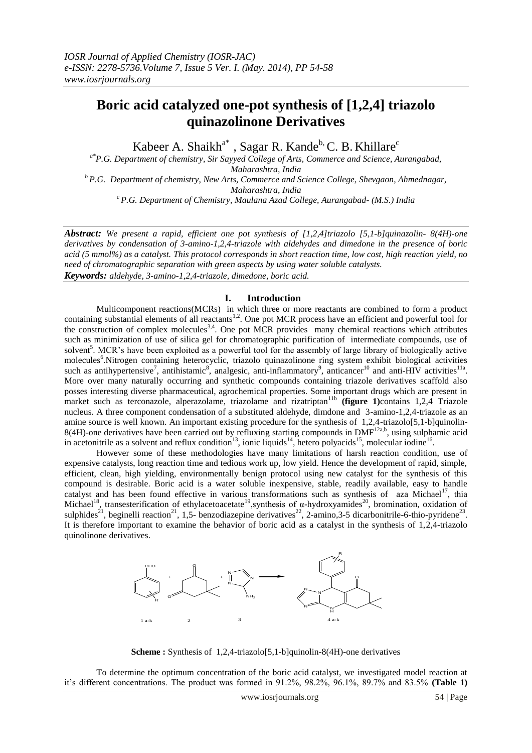# Boric acid catalyzed one-pot synthesis of [1,2,4] triazolo quinazolinone Derivatives

Kabeer A. Shaikh[a*], Sagar R. Kande[b], C. B. Khillare[c]

[a*]P.G. Department of chemistry, Sir Sayyed College of Arts, Commerce and Science, Aurangabad, Maharashtra, India

[b]P.G. Department of chemistry, New Arts, Commerce and Science College, Shevgaon, Ahmednagar, Maharashtra, India

[c]P.G. Department of Chemistry, Maulana Azad College, Aurangabad- (M.S.) India

***Abstract:*** *We present a rapid, efficient one pot synthesis of [1,2,4]triazolo [5,1-b]quinazolin- 8(4H)-one derivatives by condensation of 3-amino-1,2,4-triazole with aldehydes and dimedone in the presence of boric acid (5 mmol%) as a catalyst. This protocol corresponds in short reaction time, low cost, high reaction yield, no need of chromatographic separation with green aspects by using water soluble catalysts.*

***Keywords:*** *aldehyde, 3-amino-1,2,4-triazole, dimedone, boric acid.*

## I. Introduction

Multicomponent reactions(MCRs) in which three or more reactants are combined to form a product containing substantial elements of all reactants[1,2]. One pot MCR process have an efficient and powerful tool for the construction of complex molecules[3,4]. One pot MCR provides many chemical reactions which attributes such as minimization of use of silica gel for chromatographic purification of intermediate compounds, use of solvent[5]. MCR's have been exploited as a powerful tool for the assembly of large library of biologically active molecules[6].Nitrogen containing heterocyclic, triazolo quinazolinone ring system exhibit biological activities such as antihypertensive[7], antihistamic[8], analgesic, anti-inflammatory[9], anticancer[10] and anti-HIV activities[11a]. More over many naturally occurring and synthetic compounds containing triazole derivatives scaffold also posses interesting diverse pharmaceutical, agrochemical properties. Some important drugs which are present in market such as terconazole, alperazolame, triazolame and rizatriptan[11b] **(figure 1)**contains 1,2,4 Triazole nucleus. A three component condensation of a substituted aldehyde, dimdone and 3-amino-1,2,4-triazole as an amine source is well known. An important existing procedure for the synthesis of 1,2,4-triazolo[5,1-b]quinolin-8(4H)-one derivatives have been carried out by refluxing starting compounds in DMF[12a,b], using sulphamic acid in acetonitrile as a solvent and reflux condition[13], ionic liquids[14], hetero polyacids[15], molecular iodine[16].

However some of these methodologies have many limitations of harsh reaction condition, use of expensive catalysts, long reaction time and tedious work up, low yield. Hence the development of rapid, simple, efficient, clean, high yielding, environmentally benign protocol using new catalyst for the synthesis of this compound is desirable. Boric acid is a water soluble inexpensive, stable, readily available, easy to handle catalyst and has been found effective in various transformations such as synthesis of aza Michael[17], thia Michael[18], transesterification of ethylacetoacetate[19],synthesis of α-hydroxyamides[20], bromination, oxidation of sulphides[21], beginelli reaction[21], 1,5- benzodiazepine derivatives[22], 2-amino,3-5 dicarbonitrile-6-thio-pyridene[23]. It is therefore important to examine the behavior of boric acid as a catalyst in the synthesis of 1,2,4-triazolo quinolinone derivatives.

1 a-k + 2 + 3 → 4 a-k

**Scheme :** Synthesis of 1,2,4-triazolo[5,1-b]quinolin-8(4H)-one derivatives

To determine the optimum concentration of the boric acid catalyst, we investigated model reaction at it's different concentrations. The product was formed in 91.2%, 98.2%, 96.1%, 89.7% and 83.5% **(Table 1)**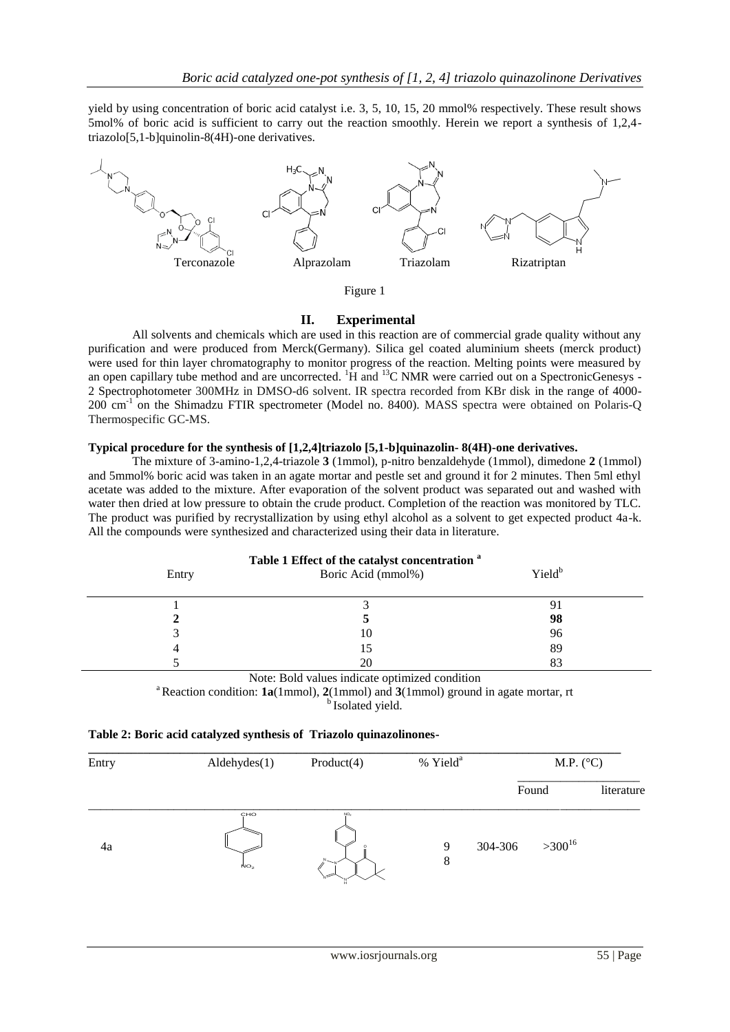yield by using concentration of boric acid catalyst i.e. 3, 5, 10, 15, 20 mmol% respectively. These result shows 5mol% of boric acid is sufficient to carry out the reaction smoothly. Herein we report a synthesis of 1,2,4-triazolo[5,1-b]quinolin-8(4H)-one derivatives.

Terconazole　　Alprazolam　　Triazolam　　Rizatriptan

Figure 1

## II. Experimental

All solvents and chemicals which are used in this reaction are of commercial grade quality without any purification and were produced from Merck(Germany). Silica gel coated aluminium sheets (merck product) were used for thin layer chromatography to monitor progress of the reaction. Melting points were measured by an open capillary tube method and are uncorrected. $^{1}H$ and $^{13}C$ NMR were carried out on a SpectronicGenesys - 2 Spectrophotometer 300MHz in DMSO-d6 solvent. IR spectra recorded from KBr disk in the range of 4000-200 $cm^{-1}$ on the Shimadzu FTIR spectrometer (Model no. 8400). MASS spectra were obtained on Polaris-Q Thermospecific GC-MS.

**Typical procedure for the synthesis of [1,2,4]triazolo [5,1-b]quinazolin- 8(4H)-one derivatives.**

The mixture of 3-amino-1,2,4-triazole **3** (1mmol), p-nitro benzaldehyde (1mmol), dimedone **2** (1mmol) and 5mmol% boric acid was taken in an agate mortar and pestle set and ground it for 2 minutes. Then 5ml ethyl acetate was added to the mixture. After evaporation of the solvent product was separated out and washed with water then dried at low pressure to obtain the crude product. Completion of the reaction was monitored by TLC. The product was purified by recrystallization by using ethyl alcohol as a solvent to get expected product 4a-k. All the compounds were synthesized and characterized using their data in literature.

**Table 1 Effect of the catalyst concentration [a]**

| Entry | Boric Acid (mmol%) | Yield[b] |
|---|---|---|
| 1 | 3 | 91 |
| **2** | **5** | **98** |
| 3 | 10 | 96 |
| 4 | 15 | 89 |
| 5 | 20 | 83 |

Note: Bold values indicate optimized condition

[a] Reaction condition: **1a**(1mmol), **2**(1mmol) and **3**(1mmol) ground in agate mortar, rt

[b] Isolated yield.

**Table 2: Boric acid catalyzed synthesis of Triazolo quinazolinones-**

| Entry | Aldehydes(1) | Product(4) | % Yield[a] | M.P. (°C) | |
|---|---|---|---|---|---|
| | | | | Found | literature |
| 4a | | | 98 | 304-306 | >300[16] |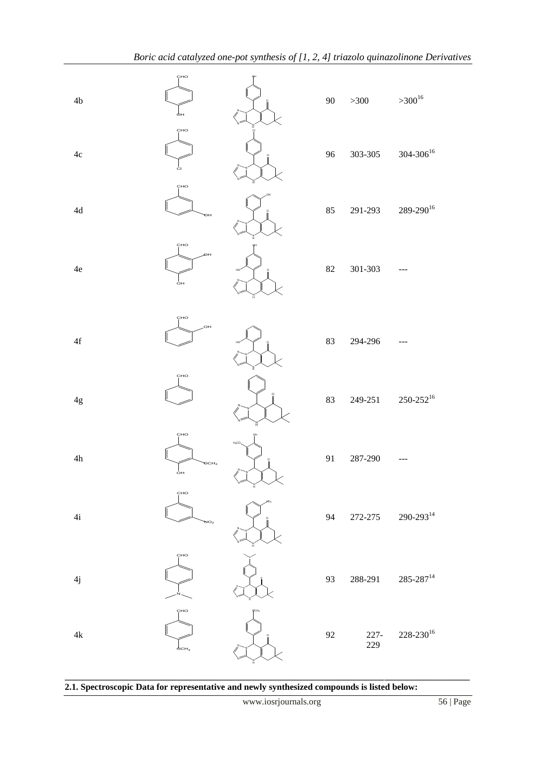| 4b | CHO, OH (para) | | 90 | >300 | >300[16] |
|---|---|---|---|---|---|
| 4c | CHO, Cl (para) | | 96 | 303-305 | 304-306[16] |
| 4d | CHO, OH (meta) | | 85 | 291-293 | 289-290[16] |
| 4e | CHO, OH, OH | | 82 | 301-303 | --- |
| 4f | CHO, OH (ortho) | | 83 | 294-296 | --- |
| 4g | CHO | | 83 | 249-251 | 250-252[16] |
| 4h | CHO, $OCH_3$, OH | | 91 | 287-290 | --- |
| 4i | CHO, $NO_2$ | | 94 | 272-275 | 290-293[14] |
| 4j | CHO, $N(CH_3)_2$ | | 93 | 288-291 | 285-287[14] |
| 4k | CHO, $OCH_3$ | | 92 | 227-229 | 228-230[16] |

**2.1. Spectroscopic Data for representative and newly synthesized compounds is listed below:**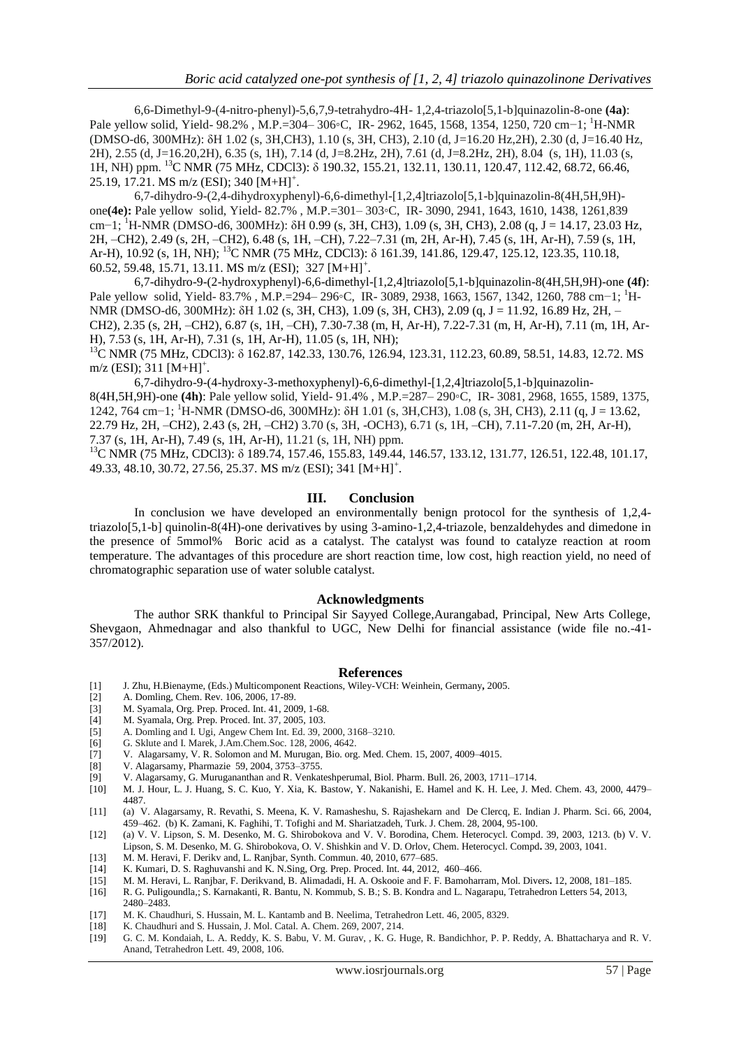6,6-Dimethyl-9-(4-nitro-phenyl)-5,6,7,9-tetrahydro-4H- 1,2,4-triazolo[5,1-b]quinazolin-8-one **(4a)**: Pale yellow solid, Yield- 98.2% , M.P.=304– 306◦C, IR- 2962, 1645, 1568, 1354, 1250, 720 cm−1; $^{1}$H-NMR (DMSO-d6, 300MHz): δH 1.02 (s, 3H,CH3), 1.10 (s, 3H, CH3), 2.10 (d, J=16.20 Hz,2H), 2.30 (d, J=16.40 Hz, 2H), 2.55 (d, J=16.20,2H), 6.35 (s, 1H), 7.14 (d, J=8.2Hz, 2H), 7.61 (d, J=8.2Hz, 2H), 8.04 (s, 1H), 11.03 (s, 1H, NH) ppm. $^{13}$C NMR (75 MHz, CDCl3): δ 190.32, 155.21, 132.11, 130.11, 120.47, 112.42, 68.72, 66.46, 25.19, 17.21. MS m/z (ESI); 340 $[M+H]^{+}$.

6,7-dihydro-9-(2,4-dihydroxyphenyl)-6,6-dimethyl-[1,2,4]triazolo[5,1-b]quinazolin-8(4H,5H,9H)-one**(4e):** Pale yellow solid, Yield- 82.7% , M.P.=301– 303◦C, IR- 3090, 2941, 1643, 1610, 1438, 1261,839 cm−1; $^{1}$H-NMR (DMSO-d6, 300MHz): δH 0.99 (s, 3H, CH3), 1.09 (s, 3H, CH3), 2.08 (q, J = 14.17, 23.03 Hz, 2H, –CH2), 2.49 (s, 2H, –CH2), 6.48 (s, 1H, –CH), 7.22–7.31 (m, 2H, Ar-H), 7.45 (s, 1H, Ar-H), 7.59 (s, 1H, Ar-H), 10.92 (s, 1H, NH); $^{13}$C NMR (75 MHz, CDCl3): δ 161.39, 141.86, 129.47, 125.12, 123.35, 110.18, 60.52, 59.48, 15.71, 13.11. MS m/z (ESI); 327 $[M+H]^{+}$.

6,7-dihydro-9-(2-hydroxyphenyl)-6,6-dimethyl-[1,2,4]triazolo[5,1-b]quinazolin-8(4H,5H,9H)-one **(4f)**: Pale yellow solid, Yield- 83.7% , M.P.=294– 296◦C, IR- 3089, 2938, 1663, 1567, 1342, 1260, 788 cm−1; $^{1}$H-NMR (DMSO-d6, 300MHz): δH 1.02 (s, 3H, CH3), 1.09 (s, 3H, CH3), 2.09 (q, J = 11.92, 16.89 Hz, 2H, –CH2), 2.35 (s, 2H, –CH2), 6.87 (s, 1H, –CH), 7.30-7.38 (m, H, Ar-H), 7.22-7.31 (m, H, Ar-H), 7.11 (m, 1H, Ar-H), 7.53 (s, 1H, Ar-H), 7.31 (s, 1H, Ar-H), 11.05 (s, 1H, NH);

$^{13}$C NMR (75 MHz, CDCl3): δ 162.87, 142.33, 130.76, 126.94, 123.31, 112.23, 60.89, 58.51, 14.83, 12.72. MS m/z (ESI); 311 $[M+H]^{+}$.

6,7-dihydro-9-(4-hydroxy-3-methoxyphenyl)-6,6-dimethyl-[1,2,4]triazolo[5,1-b]quinazolin-8(4H,5H,9H)-one **(4h)**: Pale yellow solid, Yield- 91.4% , M.P.=287– 290◦C, IR- 3081, 2968, 1655, 1589, 1375, 1242, 764 cm−1; $^{1}$H-NMR (DMSO-d6, 300MHz): δH 1.01 (s, 3H,CH3), 1.08 (s, 3H, CH3), 2.11 (q, J = 13.62, 22.79 Hz, 2H, –CH2), 2.43 (s, 2H, –CH2) 3.70 (s, 3H, -OCH3), 6.71 (s, 1H, –CH), 7.11-7.20 (m, 2H, Ar-H), 7.37 (s, 1H, Ar-H), 7.49 (s, 1H, Ar-H), 11.21 (s, 1H, NH) ppm.

$^{13}$C NMR (75 MHz, CDCl3): δ 189.74, 157.46, 155.83, 149.44, 146.57, 133.12, 131.77, 126.51, 122.48, 101.17, 49.33, 48.10, 30.72, 27.56, 25.37. MS m/z (ESI); 341 $[M+H]^{+}$.

## III. Conclusion

In conclusion we have developed an environmentally benign protocol for the synthesis of 1,2,4-triazolo[5,1-b] quinolin-8(4H)-one derivatives by using 3-amino-1,2,4-triazole, benzaldehydes and dimedone in the presence of 5mmol% Boric acid as a catalyst. The catalyst was found to catalyze reaction at room temperature. The advantages of this procedure are short reaction time, low cost, high reaction yield, no need of chromatographic separation use of water soluble catalyst.

## Acknowledgments

The author SRK thankful to Principal Sir Sayyed College,Aurangabad, Principal, New Arts College, Shevgaon, Ahmednagar and also thankful to UGC, New Delhi for financial assistance (wide file no.-41-357/2012).

## References

[1] J. Zhu, H.Bienayme, (Eds.) Multicomponent Reactions, Wiley-VCH: Weinhein, Germany**,** 2005.
[2] A. Domling, Chem. Rev. 106, 2006, 17-89.
[3] M. Syamala, Org. Prep. Proced. Int. 41, 2009, 1-68.
[4] M. Syamala, Org. Prep. Proced. Int. 37, 2005, 103.
[5] A. Domling and I. Ugi, Angew Chem Int. Ed. 39, 2000, 3168–3210.
[6] G. Sklute and I. Marek, J.Am.Chem.Soc. 128, 2006, 4642.
[7] V. Alagarsamy, V. R. Solomon and M. Murugan, Bio. org. Med. Chem. 15, 2007, 4009–4015.
[8] V. Alagarsamy, Pharmazie 59, 2004, 3753–3755.
[9] V. Alagarsamy, G. Murugananthan and R. Venkateshperumal, Biol. Pharm. Bull. 26, 2003, 1711–1714.
[10] M. J. Hour, L. J. Huang, S. C. Kuo, Y. Xia, K. Bastow, Y. Nakanishi, E. Hamel and K. H. Lee, J. Med. Chem. 43, 2000, 4479–4487.
[11] (a) V. Alagarsamy, R. Revathi, S. Meena, K. V. Ramasheshu, S. Rajashekarn and De Clercq, E. Indian J. Pharm. Sci. 66, 2004, 459–462. (b) K. Zamani, K. Faghihi, T. Tofighi and M. Shariatzadeh, Turk. J. Chem. 28, 2004, 95-100.
[12] (a) V. V. Lipson, S. M. Desenko, M. G. Shirobokova and V. V. Borodina, Chem. Heterocycl. Compd. 39, 2003, 1213. (b) V. V. Lipson, S. M. Desenko, M. G. Shirobokova, O. V. Shishkin and V. D. Orlov, Chem. Heterocycl. Compd**.** 39, 2003, 1041.
[13] M. M. Heravi, F. Derikv and, L. Ranjbar, Synth. Commun. 40, 2010, 677–685.
[14] K. Kumari, D. S. Raghuvanshi and K. N.Sing, Org. Prep. Proced. Int. 44, 2012, 460–466.
[15] M. M. Heravi, L. Ranjbar, F. Derikvand, B. Alimadadi, H. A. Oskooie and F. F. Bamoharram, Mol. Divers**.** 12, 2008, 181–185.
[16] R. G. Puligoundla,; S. Karnakanti, R. Bantu, N. Kommub, S. B.; S. B. Kondra and L. Nagarapu, Tetrahedron Letters 54, 2013, 2480–2483.
[17] M. K. Chaudhuri, S. Hussain, M. L. Kantamb and B. Neelima, Tetrahedron Lett. 46, 2005, 8329.
[18] K. Chaudhuri and S. Hussain, J. Mol. Catal. A. Chem. 269, 2007, 214.
[19] G. C. M. Kondaiah, L. A. Reddy, K. S. Babu, V. M. Gurav, , K. G. Huge, R. Bandichhor, P. P. Reddy, A. Bhattacharya and R. V. Anand, Tetrahedron Lett. 49, 2008, 106.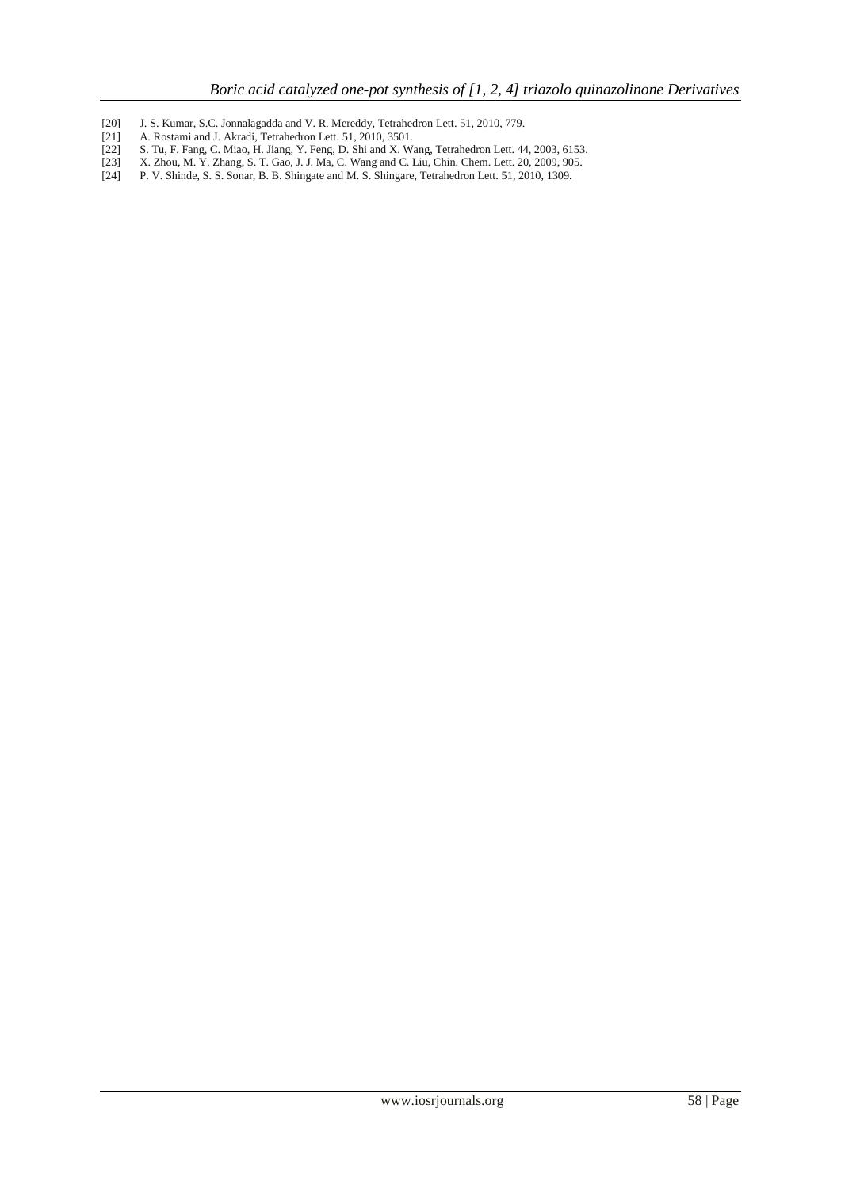[20] J. S. Kumar, S.C. Jonnalagadda and V. R. Mereddy, Tetrahedron Lett. 51, 2010, 779.
[21] A. Rostami and J. Akradi, Tetrahedron Lett. 51, 2010, 3501.
[22] S. Tu, F. Fang, C. Miao, H. Jiang, Y. Feng, D. Shi and X. Wang, Tetrahedron Lett. 44, 2003, 6153.
[23] X. Zhou, M. Y. Zhang, S. T. Gao, J. J. Ma, C. Wang and C. Liu, Chin. Chem. Lett. 20, 2009, 905.
[24] P. V. Shinde, S. S. Sonar, B. B. Shingate and M. S. Shingare, Tetrahedron Lett. 51, 2010, 1309.